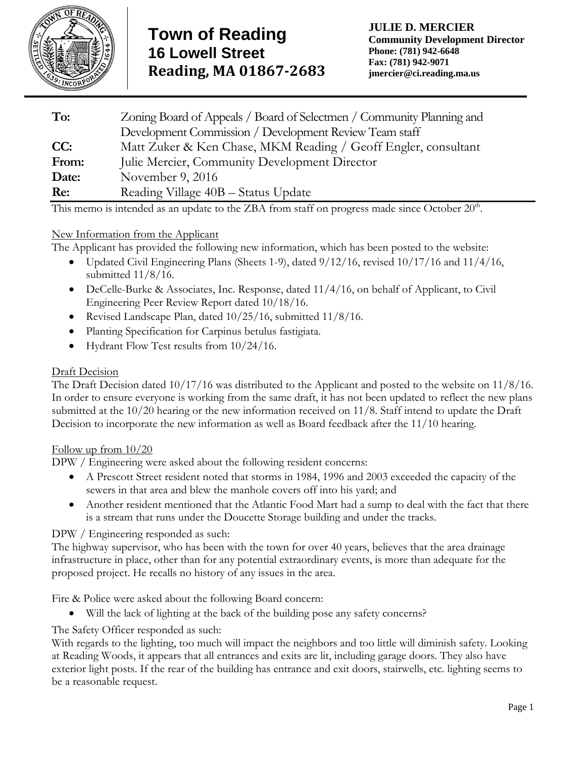# Town of Reading
## 16 Lowell Street
## Reading, MA 01867-2683

**JULIE D. MERCIER**
**Community Development Director**
**Phone: (781) 942-6648**
**Fax: (781) 942-9071**
**jmercier@ci.reading.ma.us**

| | |
|---|---|
| **To:** | Zoning Board of Appeals / Board of Selectmen / Community Planning and Development Commission / Development Review Team staff |
| **CC:** | Matt Zuker & Ken Chase, MKM Reading / Geoff Engler, consultant |
| **From:** | Julie Mercier, Community Development Director |
| **Date:** | November 9, 2016 |
| **Re:** | Reading Village 40B – Status Update |

This memo is intended as an update to the ZBA from staff on progress made since October 20th.

New Information from the Applicant

The Applicant has provided the following new information, which has been posted to the website:

- Updated Civil Engineering Plans (Sheets 1-9), dated 9/12/16, revised 10/17/16 and 11/4/16, submitted 11/8/16.
- DeCelle-Burke & Associates, Inc. Response, dated 11/4/16, on behalf of Applicant, to Civil Engineering Peer Review Report dated 10/18/16.
- Revised Landscape Plan, dated 10/25/16, submitted 11/8/16.
- Planting Specification for Carpinus betulus fastigiata.
- Hydrant Flow Test results from 10/24/16.

Draft Decision

The Draft Decision dated 10/17/16 was distributed to the Applicant and posted to the website on 11/8/16. In order to ensure everyone is working from the same draft, it has not been updated to reflect the new plans submitted at the 10/20 hearing or the new information received on 11/8. Staff intend to update the Draft Decision to incorporate the new information as well as Board feedback after the 11/10 hearing.

Follow up from 10/20

DPW / Engineering were asked about the following resident concerns:

- A Prescott Street resident noted that storms in 1984, 1996 and 2003 exceeded the capacity of the sewers in that area and blew the manhole covers off into his yard; and
- Another resident mentioned that the Atlantic Food Mart had a sump to deal with the fact that there is a stream that runs under the Doucette Storage building and under the tracks.

DPW / Engineering responded as such:

The highway supervisor, who has been with the town for over 40 years, believes that the area drainage infrastructure in place, other than for any potential extraordinary events, is more than adequate for the proposed project. He recalls no history of any issues in the area.

Fire & Police were asked about the following Board concern:

- Will the lack of lighting at the back of the building pose any safety concerns?

The Safety Officer responded as such:

With regards to the lighting, too much will impact the neighbors and too little will diminish safety. Looking at Reading Woods, it appears that all entrances and exits are lit, including garage doors. They also have exterior light posts. If the rear of the building has entrance and exit doors, stairwells, etc. lighting seems to be a reasonable request.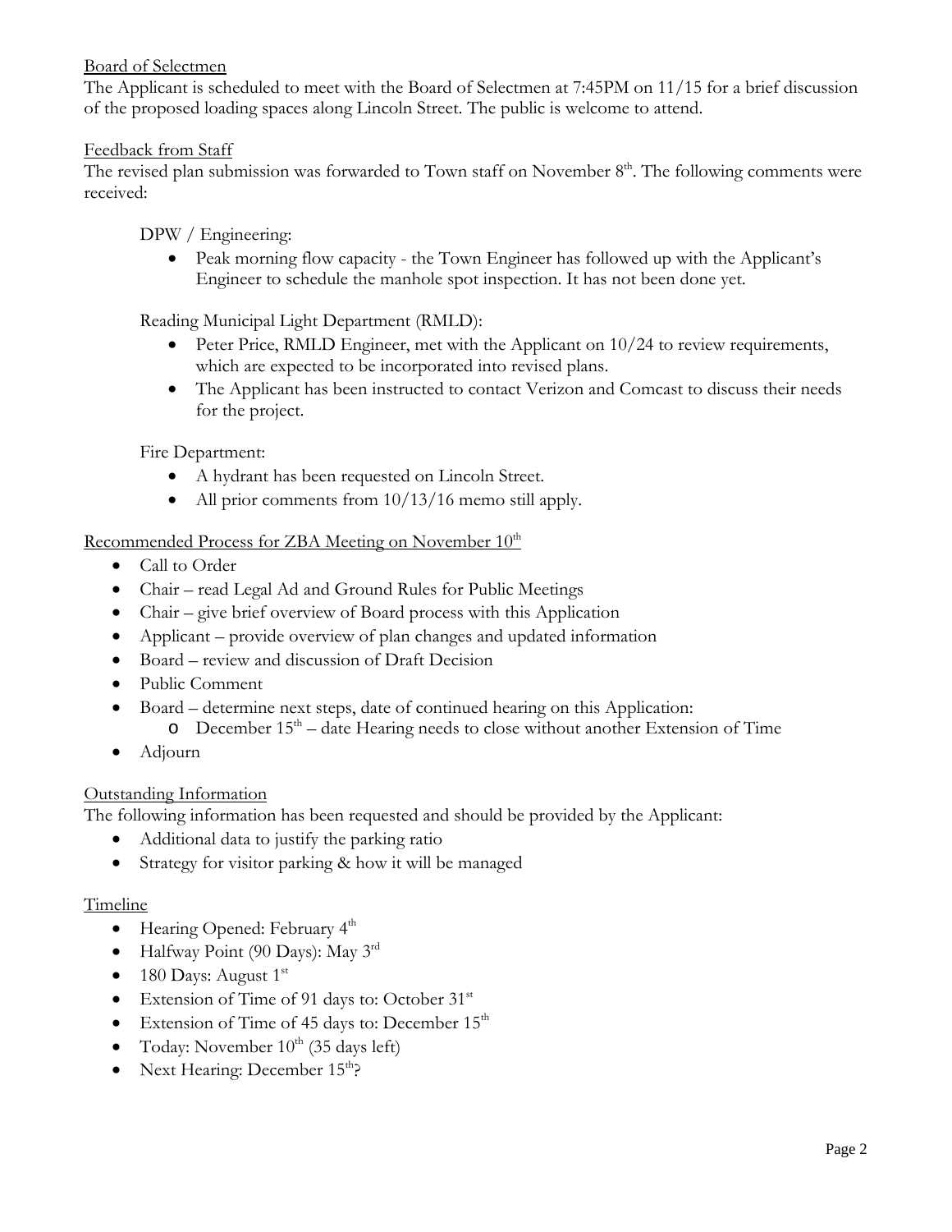Board of Selectmen

The Applicant is scheduled to meet with the Board of Selectmen at 7:45PM on 11/15 for a brief discussion of the proposed loading spaces along Lincoln Street. The public is welcome to attend.

Feedback from Staff

The revised plan submission was forwarded to Town staff on November 8th. The following comments were received:

DPW / Engineering:

- Peak morning flow capacity - the Town Engineer has followed up with the Applicant's Engineer to schedule the manhole spot inspection. It has not been done yet.

Reading Municipal Light Department (RMLD):

- Peter Price, RMLD Engineer, met with the Applicant on 10/24 to review requirements, which are expected to be incorporated into revised plans.
- The Applicant has been instructed to contact Verizon and Comcast to discuss their needs for the project.

Fire Department:

- A hydrant has been requested on Lincoln Street.
- All prior comments from 10/13/16 memo still apply.

Recommended Process for ZBA Meeting on November 10th

- Call to Order
- Chair – read Legal Ad and Ground Rules for Public Meetings
- Chair – give brief overview of Board process with this Application
- Applicant – provide overview of plan changes and updated information
- Board – review and discussion of Draft Decision
- Public Comment
- Board – determine next steps, date of continued hearing on this Application:
  - December 15th – date Hearing needs to close without another Extension of Time
- Adjourn

Outstanding Information

The following information has been requested and should be provided by the Applicant:

- Additional data to justify the parking ratio
- Strategy for visitor parking & how it will be managed

Timeline

- Hearing Opened: February 4th
- Halfway Point (90 Days): May 3rd
- 180 Days: August 1st
- Extension of Time of 91 days to: October 31st
- Extension of Time of 45 days to: December 15th
- Today: November 10th (35 days left)
- Next Hearing: December 15th?